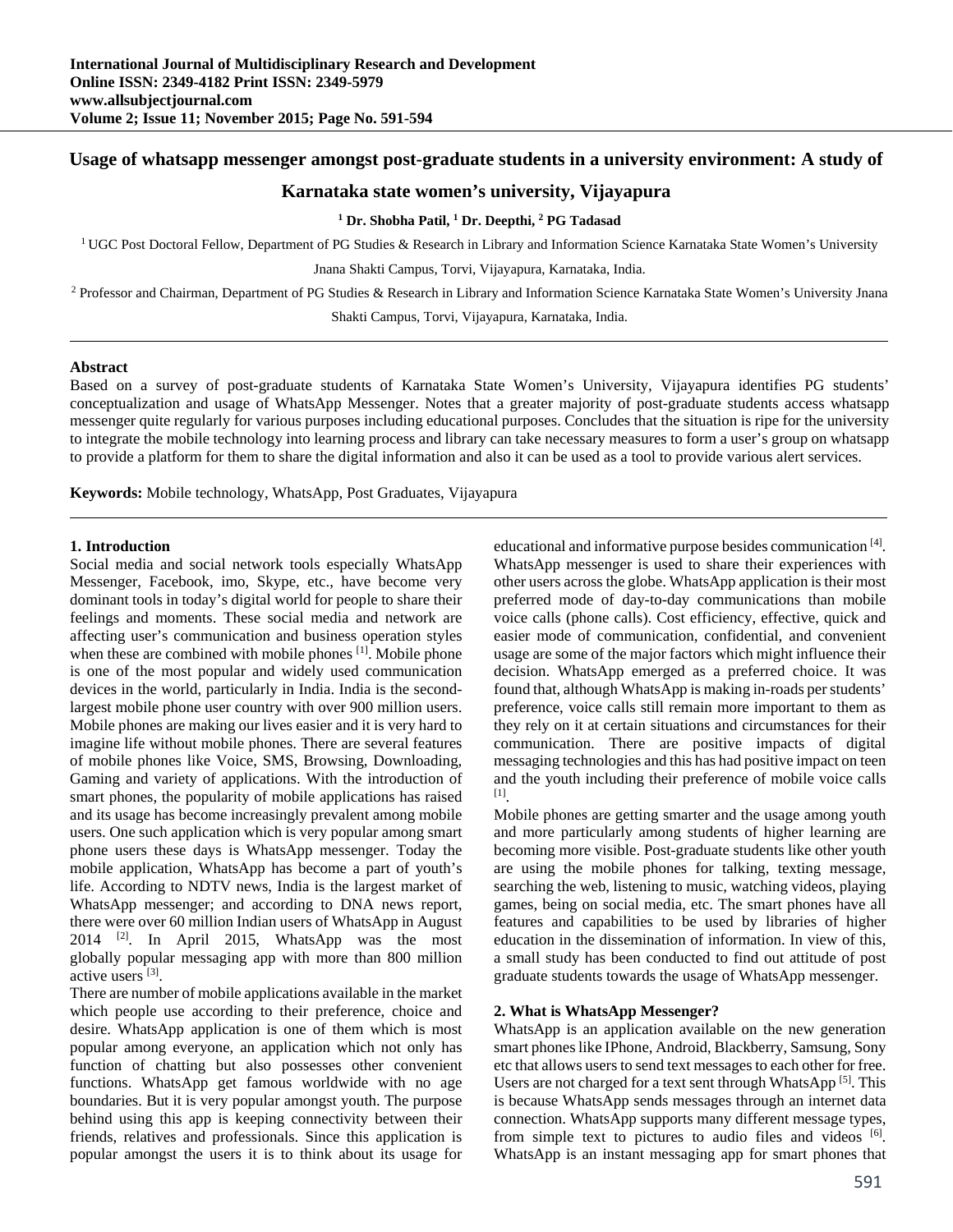# Usage of whatsapp messenger amongst post-graduate students in a university environment: A study of Karnataka state women's university, Vijayapura

**[1] Dr. Shobha Patil, [1] Dr. Deepthi, [2] PG Tadasad**

[1] UGC Post Doctoral Fellow, Department of PG Studies & Research in Library and Information Science Karnataka State Women's University Jnana Shakti Campus, Torvi, Vijayapura, Karnataka, India.

[2] Professor and Chairman, Department of PG Studies & Research in Library and Information Science Karnataka State Women's University Jnana Shakti Campus, Torvi, Vijayapura, Karnataka, India.

---

**Abstract**

Based on a survey of post-graduate students of Karnataka State Women's University, Vijayapura identifies PG students' conceptualization and usage of WhatsApp Messenger. Notes that a greater majority of post-graduate students access whatsapp messenger quite regularly for various purposes including educational purposes. Concludes that the situation is ripe for the university to integrate the mobile technology into learning process and library can take necessary measures to form a user's group on whatsapp to provide a platform for them to share the digital information and also it can be used as a tool to provide various alert services.

**Keywords:** Mobile technology, WhatsApp, Post Graduates, Vijayapura

---

## 1. Introduction

Social media and social network tools especially WhatsApp Messenger, Facebook, imo, Skype, etc., have become very dominant tools in today's digital world for people to share their feelings and moments. These social media and network are affecting user's communication and business operation styles when these are combined with mobile phones [1]. Mobile phone is one of the most popular and widely used communication devices in the world, particularly in India. India is the second-largest mobile phone user country with over 900 million users. Mobile phones are making our lives easier and it is very hard to imagine life without mobile phones. There are several features of mobile phones like Voice, SMS, Browsing, Downloading, Gaming and variety of applications. With the introduction of smart phones, the popularity of mobile applications has raised and its usage has become increasingly prevalent among mobile users. One such application which is very popular among smart phone users these days is WhatsApp messenger. Today the mobile application, WhatsApp has become a part of youth's life. According to NDTV news, India is the largest market of WhatsApp messenger; and according to DNA news report, there were over 60 million Indian users of WhatsApp in August 2014 [2]. In April 2015, WhatsApp was the most globally popular messaging app with more than 800 million active users [3].

There are number of mobile applications available in the market which people use according to their preference, choice and desire. WhatsApp application is one of them which is most popular among everyone, an application which not only has function of chatting but also possesses other convenient functions. WhatsApp get famous worldwide with no age boundaries. But it is very popular amongst youth. The purpose behind using this app is keeping connectivity between their friends, relatives and professionals. Since this application is popular amongst the users it is to think about its usage for educational and informative purpose besides communication [4]. WhatsApp messenger is used to share their experiences with other users across the globe. WhatsApp application is their most preferred mode of day-to-day communications than mobile voice calls (phone calls). Cost efficiency, effective, quick and easier mode of communication, confidential, and convenient usage are some of the major factors which might influence their decision. WhatsApp emerged as a preferred choice. It was found that, although WhatsApp is making in-roads per students' preference, voice calls still remain more important to them as they rely on it at certain situations and circumstances for their communication. There are positive impacts of digital messaging technologies and this has had positive impact on teen and the youth including their preference of mobile voice calls [1].

Mobile phones are getting smarter and the usage among youth and more particularly among students of higher learning are becoming more visible. Post-graduate students like other youth are using the mobile phones for talking, texting message, searching the web, listening to music, watching videos, playing games, being on social media, etc. The smart phones have all features and capabilities to be used by libraries of higher education in the dissemination of information. In view of this, a small study has been conducted to find out attitude of post graduate students towards the usage of WhatsApp messenger.

## 2. What is WhatsApp Messenger?

WhatsApp is an application available on the new generation smart phones like IPhone, Android, Blackberry, Samsung, Sony etc that allows users to send text messages to each other for free. Users are not charged for a text sent through WhatsApp [5]. This is because WhatsApp sends messages through an internet data connection. WhatsApp supports many different message types, from simple text to pictures to audio files and videos [6]. WhatsApp is an instant messaging app for smart phones that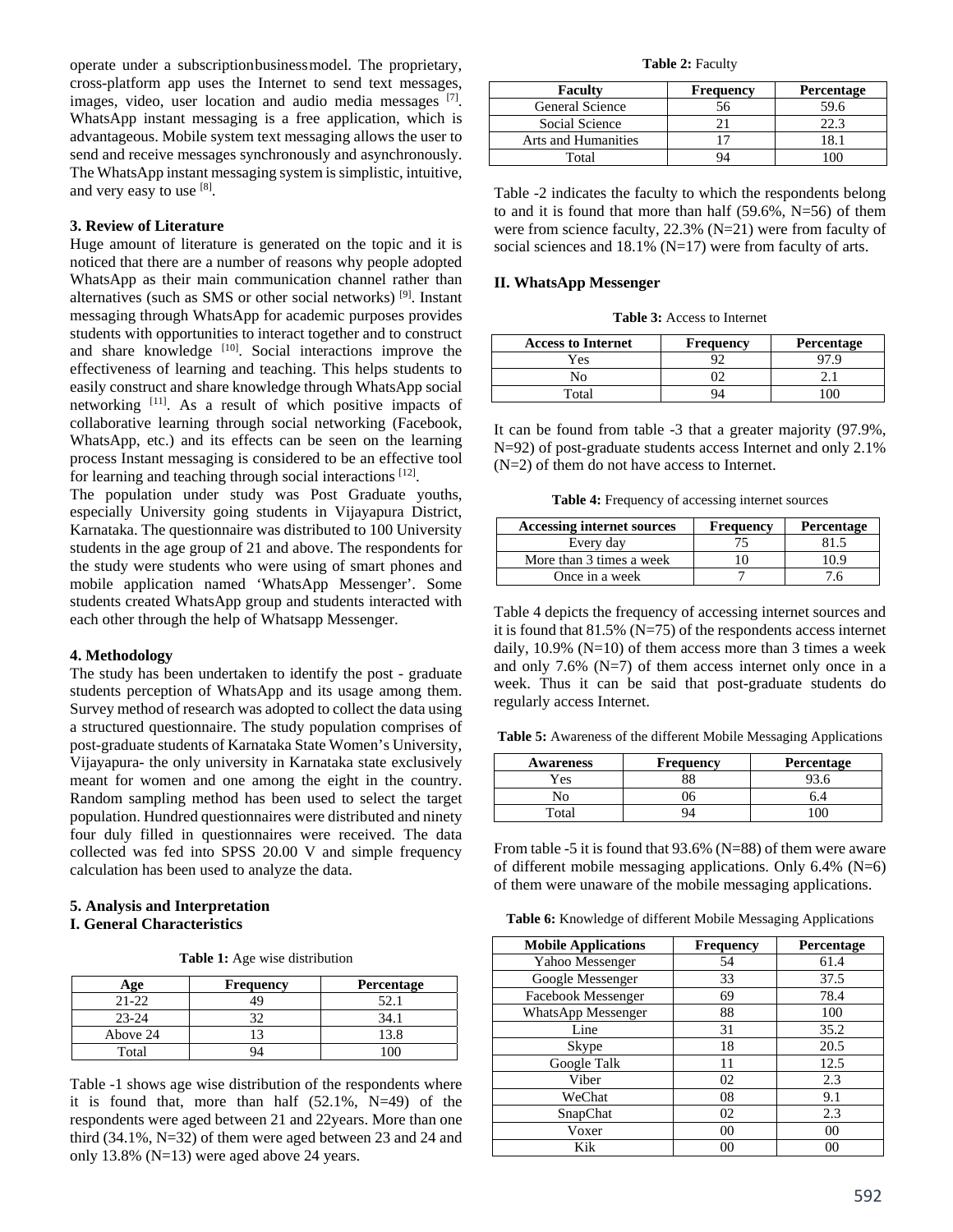operate under a subscriptionbusinessmodel. The proprietary, cross-platform app uses the Internet to send text messages, images, video, user location and audio media messages [7]. WhatsApp instant messaging is a free application, which is advantageous. Mobile system text messaging allows the user to send and receive messages synchronously and asynchronously. The WhatsApp instant messaging system is simplistic, intuitive, and very easy to use [8].

### 3. Review of Literature

Huge amount of literature is generated on the topic and it is noticed that there are a number of reasons why people adopted WhatsApp as their main communication channel rather than alternatives (such as SMS or other social networks) [9]. Instant messaging through WhatsApp for academic purposes provides students with opportunities to interact together and to construct and share knowledge [10]. Social interactions improve the effectiveness of learning and teaching. This helps students to easily construct and share knowledge through WhatsApp social networking [11]. As a result of which positive impacts of collaborative learning through social networking (Facebook, WhatsApp, etc.) and its effects can be seen on the learning process Instant messaging is considered to be an effective tool for learning and teaching through social interactions [12].

The population under study was Post Graduate youths, especially University going students in Vijayapura District, Karnataka. The questionnaire was distributed to 100 University students in the age group of 21 and above. The respondents for the study were students who were using of smart phones and mobile application named 'WhatsApp Messenger'. Some students created WhatsApp group and students interacted with each other through the help of Whatsapp Messenger.

### 4. Methodology

The study has been undertaken to identify the post - graduate students perception of WhatsApp and its usage among them. Survey method of research was adopted to collect the data using a structured questionnaire. The study population comprises of post-graduate students of Karnataka State Women's University, Vijayapura- the only university in Karnataka state exclusively meant for women and one among the eight in the country. Random sampling method has been used to select the target population. Hundred questionnaires were distributed and ninety four duly filled in questionnaires were received. The data collected was fed into SPSS 20.00 V and simple frequency calculation has been used to analyze the data.

### 5. Analysis and Interpretation

#### I. General Characteristics

**Table 1:** Age wise distribution

| Age | Frequency | Percentage |
|---|---|---|
| 21-22 | 49 | 52.1 |
| 23-24 | 32 | 34.1 |
| Above 24 | 13 | 13.8 |
| Total | 94 | 100 |

Table -1 shows age wise distribution of the respondents where it is found that, more than half (52.1%, N=49) of the respondents were aged between 21 and 22years. More than one third (34.1%, N=32) of them were aged between 23 and 24 and only 13.8% (N=13) were aged above 24 years.

**Table 2:** Faculty

| Faculty | Frequency | Percentage |
|---|---|---|
| General Science | 56 | 59.6 |
| Social Science | 21 | 22.3 |
| Arts and Humanities | 17 | 18.1 |
| Total | 94 | 100 |

Table -2 indicates the faculty to which the respondents belong to and it is found that more than half (59.6%, N=56) of them were from science faculty, 22.3% (N=21) were from faculty of social sciences and 18.1% (N=17) were from faculty of arts.

#### II. WhatsApp Messenger

**Table 3:** Access to Internet

| Access to Internet | Frequency | Percentage |
|---|---|---|
| Yes | 92 | 97.9 |
| No | 02 | 2.1 |
| Total | 94 | 100 |

It can be found from table -3 that a greater majority (97.9%, N=92) of post-graduate students access Internet and only 2.1% (N=2) of them do not have access to Internet.

**Table 4:** Frequency of accessing internet sources

| Accessing internet sources | Frequency | Percentage |
|---|---|---|
| Every day | 75 | 81.5 |
| More than 3 times a week | 10 | 10.9 |
| Once in a week | 7 | 7.6 |

Table 4 depicts the frequency of accessing internet sources and it is found that 81.5% (N=75) of the respondents access internet daily, 10.9% (N=10) of them access more than 3 times a week and only 7.6% (N=7) of them access internet only once in a week. Thus it can be said that post-graduate students do regularly access Internet.

**Table 5:** Awareness of the different Mobile Messaging Applications

| Awareness | Frequency | Percentage |
|---|---|---|
| Yes | 88 | 93.6 |
| No | 06 | 6.4 |
| Total | 94 | 100 |

From table -5 it is found that 93.6% (N=88) of them were aware of different mobile messaging applications. Only 6.4% (N=6) of them were unaware of the mobile messaging applications.

**Table 6:** Knowledge of different Mobile Messaging Applications

| Mobile Applications | Frequency | Percentage |
|---|---|---|
| Yahoo Messenger | 54 | 61.4 |
| Google Messenger | 33 | 37.5 |
| Facebook Messenger | 69 | 78.4 |
| WhatsApp Messenger | 88 | 100 |
| Line | 31 | 35.2 |
| Skype | 18 | 20.5 |
| Google Talk | 11 | 12.5 |
| Viber | 02 | 2.3 |
| WeChat | 08 | 9.1 |
| SnapChat | 02 | 2.3 |
| Voxer | 00 | 00 |
| Kik | 00 | 00 |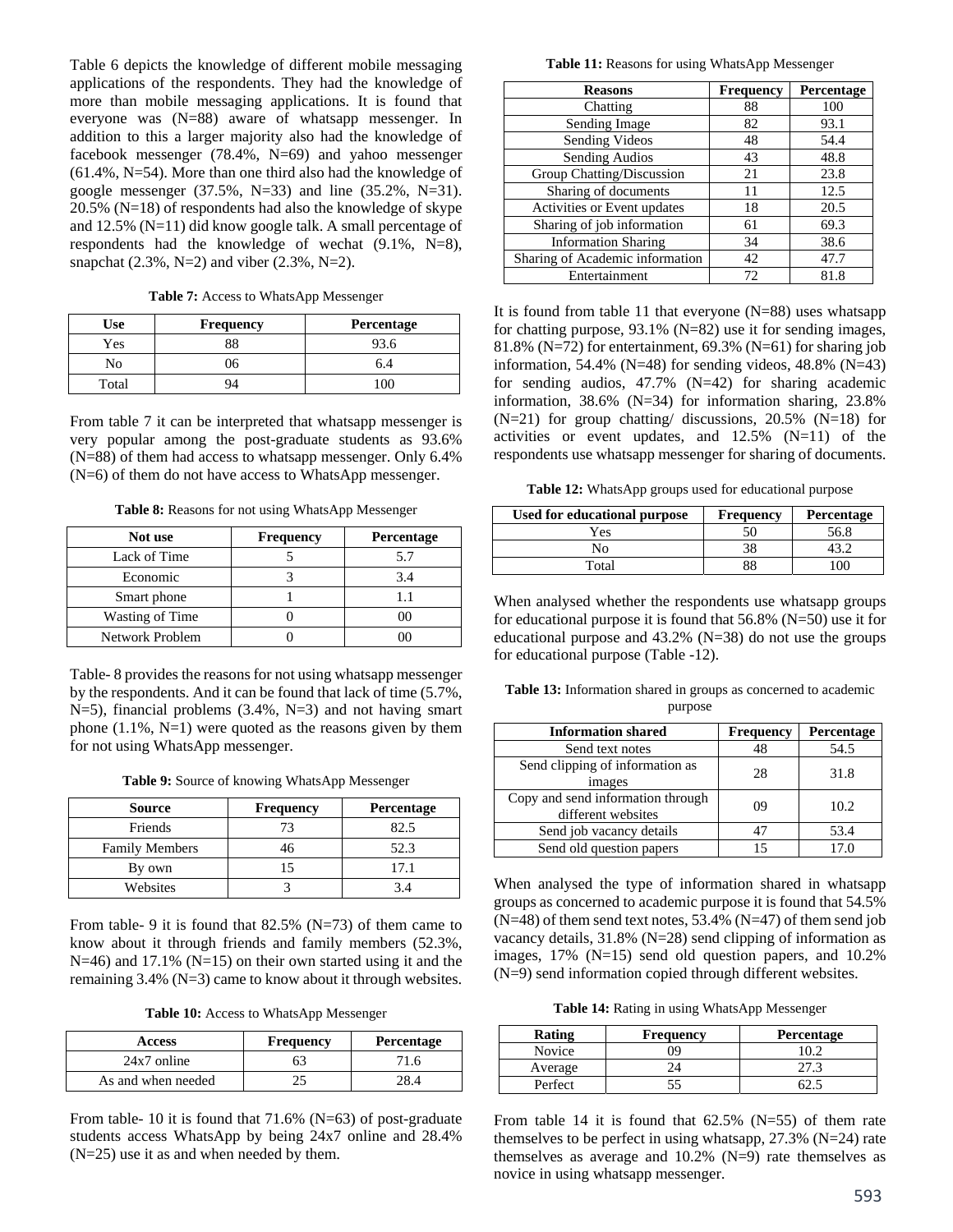Table 6 depicts the knowledge of different mobile messaging applications of the respondents. They had the knowledge of more than mobile messaging applications. It is found that everyone was (N=88) aware of whatsapp messenger. In addition to this a larger majority also had the knowledge of facebook messenger (78.4%, N=69) and yahoo messenger (61.4%, N=54). More than one third also had the knowledge of google messenger (37.5%, N=33) and line (35.2%, N=31). 20.5% (N=18) of respondents had also the knowledge of skype and 12.5% (N=11) did know google talk. A small percentage of respondents had the knowledge of wechat (9.1%, N=8), snapchat (2.3%, N=2) and viber (2.3%, N=2).

**Table 7:** Access to WhatsApp Messenger

| Use | Frequency | Percentage |
|---|---|---|
| Yes | 88 | 93.6 |
| No | 06 | 6.4 |
| Total | 94 | 100 |

From table 7 it can be interpreted that whatsapp messenger is very popular among the post-graduate students as 93.6% (N=88) of them had access to whatsapp messenger. Only 6.4% (N=6) of them do not have access to WhatsApp messenger.

**Table 8:** Reasons for not using WhatsApp Messenger

| Not use | Frequency | Percentage |
|---|---|---|
| Lack of Time | 5 | 5.7 |
| Economic | 3 | 3.4 |
| Smart phone | 1 | 1.1 |
| Wasting of Time | 0 | 00 |
| Network Problem | 0 | 00 |

Table- 8 provides the reasons for not using whatsapp messenger by the respondents. And it can be found that lack of time (5.7%, N=5), financial problems (3.4%, N=3) and not having smart phone (1.1%, N=1) were quoted as the reasons given by them for not using WhatsApp messenger.

**Table 9:** Source of knowing WhatsApp Messenger

| Source | Frequency | Percentage |
|---|---|---|
| Friends | 73 | 82.5 |
| Family Members | 46 | 52.3 |
| By own | 15 | 17.1 |
| Websites | 3 | 3.4 |

From table- 9 it is found that 82.5% (N=73) of them came to know about it through friends and family members (52.3%, N=46) and 17.1% (N=15) on their own started using it and the remaining 3.4% (N=3) came to know about it through websites.

**Table 10:** Access to WhatsApp Messenger

| Access | Frequency | Percentage |
|---|---|---|
| 24x7 online | 63 | 71.6 |
| As and when needed | 25 | 28.4 |

From table- 10 it is found that 71.6% (N=63) of post-graduate students access WhatsApp by being 24x7 online and 28.4% (N=25) use it as and when needed by them.

**Table 11:** Reasons for using WhatsApp Messenger

| Reasons | Frequency | Percentage |
|---|---|---|
| Chatting | 88 | 100 |
| Sending Image | 82 | 93.1 |
| Sending Videos | 48 | 54.4 |
| Sending Audios | 43 | 48.8 |
| Group Chatting/Discussion | 21 | 23.8 |
| Sharing of documents | 11 | 12.5 |
| Activities or Event updates | 18 | 20.5 |
| Sharing of job information | 61 | 69.3 |
| Information Sharing | 34 | 38.6 |
| Sharing of Academic information | 42 | 47.7 |
| Entertainment | 72 | 81.8 |

It is found from table 11 that everyone (N=88) uses whatsapp for chatting purpose, 93.1% (N=82) use it for sending images, 81.8% (N=72) for entertainment, 69.3% (N=61) for sharing job information, 54.4% (N=48) for sending videos, 48.8% (N=43) for sending audios, 47.7% (N=42) for sharing academic information, 38.6% (N=34) for information sharing, 23.8% (N=21) for group chatting/ discussions, 20.5% (N=18) for activities or event updates, and 12.5% (N=11) of the respondents use whatsapp messenger for sharing of documents.

**Table 12:** WhatsApp groups used for educational purpose

| Used for educational purpose | Frequency | Percentage |
|---|---|---|
| Yes | 50 | 56.8 |
| No | 38 | 43.2 |
| Total | 88 | 100 |

When analysed whether the respondents use whatsapp groups for educational purpose it is found that 56.8% (N=50) use it for educational purpose and 43.2% (N=38) do not use the groups for educational purpose (Table -12).

**Table 13:** Information shared in groups as concerned to academic purpose

| Information shared | Frequency | Percentage |
|---|---|---|
| Send text notes | 48 | 54.5 |
| Send clipping of information as images | 28 | 31.8 |
| Copy and send information through different websites | 09 | 10.2 |
| Send job vacancy details | 47 | 53.4 |
| Send old question papers | 15 | 17.0 |

When analysed the type of information shared in whatsapp groups as concerned to academic purpose it is found that 54.5% (N=48) of them send text notes, 53.4% (N=47) of them send job vacancy details, 31.8% (N=28) send clipping of information as images, 17% (N=15) send old question papers, and 10.2% (N=9) send information copied through different websites.

**Table 14:** Rating in using WhatsApp Messenger

| Rating | Frequency | Percentage |
|---|---|---|
| Novice | 09 | 10.2 |
| Average | 24 | 27.3 |
| Perfect | 55 | 62.5 |

From table 14 it is found that 62.5% (N=55) of them rate themselves to be perfect in using whatsapp, 27.3% (N=24) rate themselves as average and 10.2% (N=9) rate themselves as novice in using whatsapp messenger.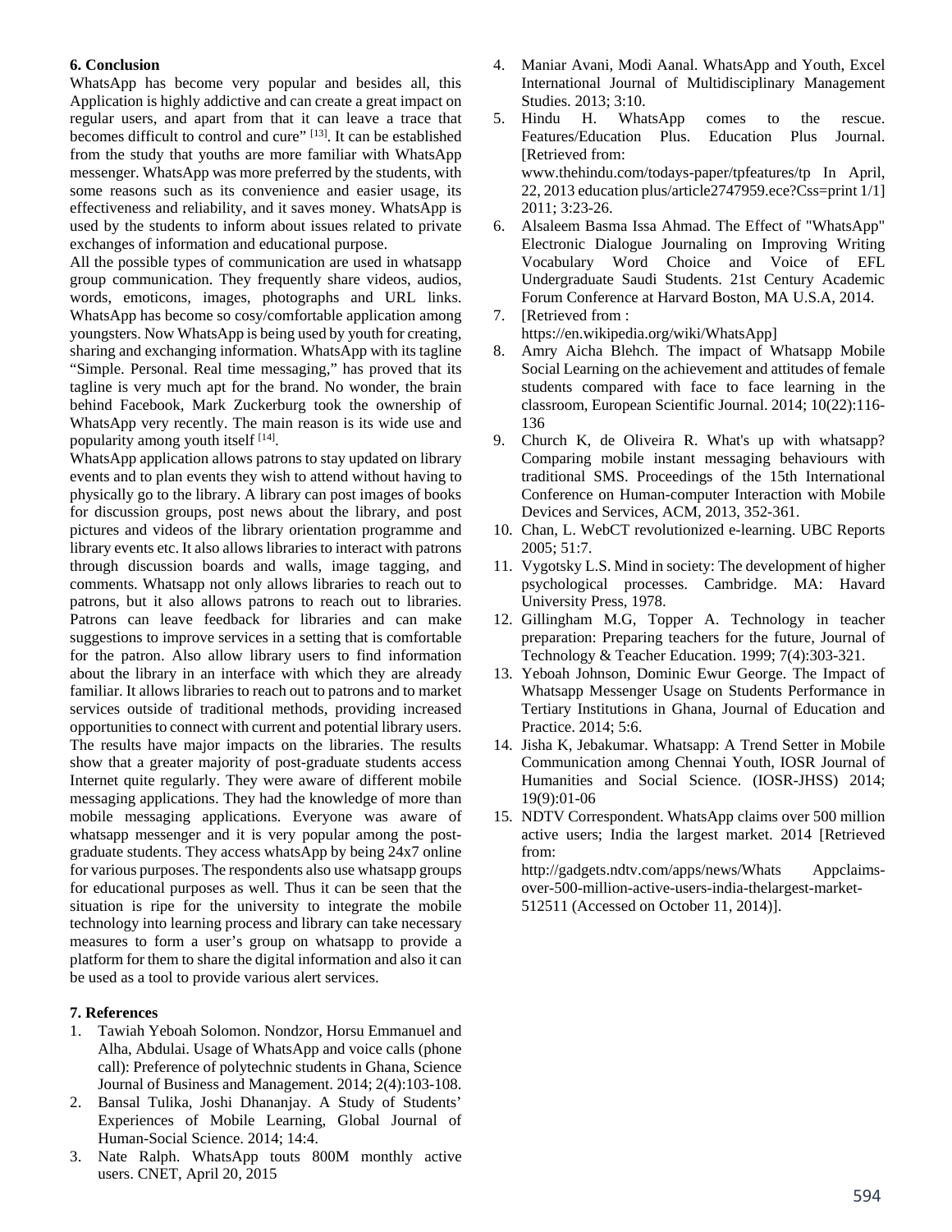## 6. Conclusion

WhatsApp has become very popular and besides all, this Application is highly addictive and can create a great impact on regular users, and apart from that it can leave a trace that becomes difficult to control and cure" [13]. It can be established from the study that youths are more familiar with WhatsApp messenger. WhatsApp was more preferred by the students, with some reasons such as its convenience and easier usage, its effectiveness and reliability, and it saves money. WhatsApp is used by the students to inform about issues related to private exchanges of information and educational purpose.

All the possible types of communication are used in whatsapp group communication. They frequently share videos, audios, words, emoticons, images, photographs and URL links. WhatsApp has become so cosy/comfortable application among youngsters. Now WhatsApp is being used by youth for creating, sharing and exchanging information. WhatsApp with its tagline "Simple. Personal. Real time messaging," has proved that its tagline is very much apt for the brand. No wonder, the brain behind Facebook, Mark Zuckerburg took the ownership of WhatsApp very recently. The main reason is its wide use and popularity among youth itself [14].

WhatsApp application allows patrons to stay updated on library events and to plan events they wish to attend without having to physically go to the library. A library can post images of books for discussion groups, post news about the library, and post pictures and videos of the library orientation programme and library events etc. It also allows libraries to interact with patrons through discussion boards and walls, image tagging, and comments. Whatsapp not only allows libraries to reach out to patrons, but it also allows patrons to reach out to libraries. Patrons can leave feedback for libraries and can make suggestions to improve services in a setting that is comfortable for the patron. Also allow library users to find information about the library in an interface with which they are already familiar. It allows libraries to reach out to patrons and to market services outside of traditional methods, providing increased opportunities to connect with current and potential library users. The results have major impacts on the libraries. The results show that a greater majority of post-graduate students access Internet quite regularly. They were aware of different mobile messaging applications. They had the knowledge of more than mobile messaging applications. Everyone was aware of whatsapp messenger and it is very popular among the post-graduate students. They access whatsApp by being 24x7 online for various purposes. The respondents also use whatsapp groups for educational purposes as well. Thus it can be seen that the situation is ripe for the university to integrate the mobile technology into learning process and library can take necessary measures to form a user's group on whatsapp to provide a platform for them to share the digital information and also it can be used as a tool to provide various alert services.

## 7. References

1. Tawiah Yeboah Solomon. Nondzor, Horsu Emmanuel and Alha, Abdulai. Usage of WhatsApp and voice calls (phone call): Preference of polytechnic students in Ghana, Science Journal of Business and Management. 2014; 2(4):103-108.
2. Bansal Tulika, Joshi Dhananjay. A Study of Students' Experiences of Mobile Learning, Global Journal of Human-Social Science. 2014; 14:4.
3. Nate Ralph. WhatsApp touts 800M monthly active users. CNET, April 20, 2015
4. Maniar Avani, Modi Aanal. WhatsApp and Youth, Excel International Journal of Multidisciplinary Management Studies. 2013; 3:10.
5. Hindu H. WhatsApp comes to the rescue. Features/Education Plus. Education Plus Journal. [Retrieved from: www.thehindu.com/todays-paper/tpfeatures/tp In April, 22, 2013 education plus/article2747959.ece?Css=print 1/1] 2011; 3:23-26.
6. Alsaleem Basma Issa Ahmad. The Effect of "WhatsApp" Electronic Dialogue Journaling on Improving Writing Vocabulary Word Choice and Voice of EFL Undergraduate Saudi Students. 21st Century Academic Forum Conference at Harvard Boston, MA U.S.A, 2014.
7. [Retrieved from : https://en.wikipedia.org/wiki/WhatsApp]
8. Amry Aicha Blehch. The impact of Whatsapp Mobile Social Learning on the achievement and attitudes of female students compared with face to face learning in the classroom, European Scientific Journal. 2014; 10(22):116-136
9. Church K, de Oliveira R. What's up with whatsapp? Comparing mobile instant messaging behaviours with traditional SMS. Proceedings of the 15th International Conference on Human-computer Interaction with Mobile Devices and Services, ACM, 2013, 352-361.
10. Chan, L. WebCT revolutionized e-learning. UBC Reports 2005; 51:7.
11. Vygotsky L.S. Mind in society: The development of higher psychological processes. Cambridge. MA: Havard University Press, 1978.
12. Gillingham M.G, Topper A. Technology in teacher preparation: Preparing teachers for the future, Journal of Technology & Teacher Education. 1999; 7(4):303-321.
13. Yeboah Johnson, Dominic Ewur George. The Impact of Whatsapp Messenger Usage on Students Performance in Tertiary Institutions in Ghana, Journal of Education and Practice. 2014; 5:6.
14. Jisha K, Jebakumar. Whatsapp: A Trend Setter in Mobile Communication among Chennai Youth, IOSR Journal of Humanities and Social Science. (IOSR-JHSS) 2014; 19(9):01-06
15. NDTV Correspondent. WhatsApp claims over 500 million active users; India the largest market. 2014 [Retrieved from: http://gadgets.ndtv.com/apps/news/Whats Appclaims-over-500-million-active-users-india-thelargest-market-512511 (Accessed on October 11, 2014)].